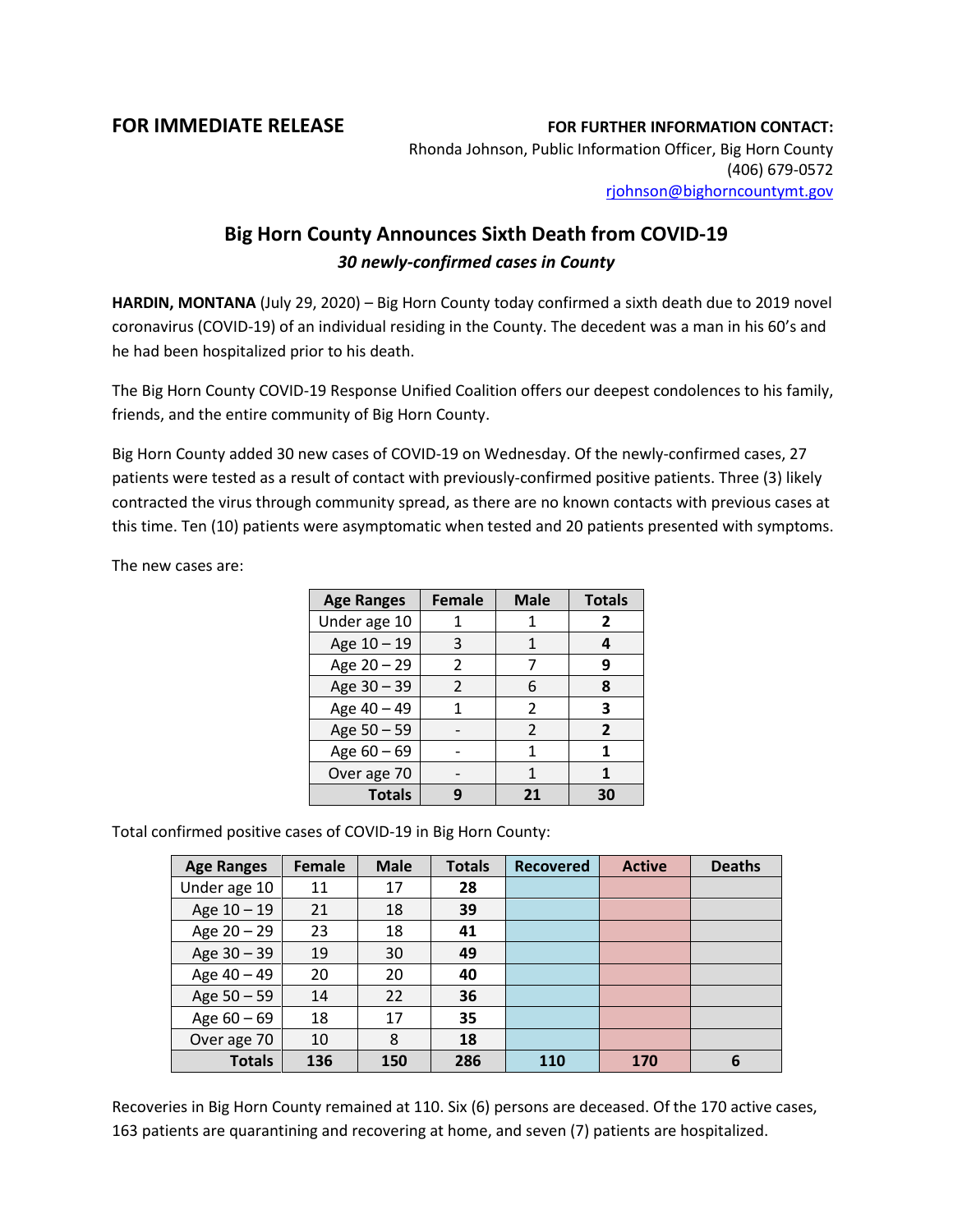**FOR IMMEDIATE RELEASE**

**FOR FURTHER INFORMATION CONTACT:**
Rhonda Johnson, Public Information Officer, Big Horn County
(406) 679-0572
rjohnson@bighorncountymt.gov

# Big Horn County Announces Sixth Death from COVID-19

***30 newly-confirmed cases in County***

**HARDIN, MONTANA** (July 29, 2020) – Big Horn County today confirmed a sixth death due to 2019 novel coronavirus (COVID-19) of an individual residing in the County. The decedent was a man in his 60's and he had been hospitalized prior to his death.

The Big Horn County COVID-19 Response Unified Coalition offers our deepest condolences to his family, friends, and the entire community of Big Horn County.

Big Horn County added 30 new cases of COVID-19 on Wednesday. Of the newly-confirmed cases, 27 patients were tested as a result of contact with previously-confirmed positive patients. Three (3) likely contracted the virus through community spread, as there are no known contacts with previous cases at this time. Ten (10) patients were asymptomatic when tested and 20 patients presented with symptoms.

The new cases are:

| Age Ranges | Female | Male | Totals |
|---|---|---|---|
| Under age 10 | 1 | 1 | **2** |
| Age 10 – 19 | 3 | 1 | **4** |
| Age 20 – 29 | 2 | 7 | **9** |
| Age 30 – 39 | 2 | 6 | **8** |
| Age 40 – 49 | 1 | 2 | **3** |
| Age 50 – 59 | - | 2 | **2** |
| Age 60 – 69 | - | 1 | **1** |
| Over age 70 | - | 1 | **1** |
| **Totals** | **9** | **21** | **30** |

Total confirmed positive cases of COVID-19 in Big Horn County:

| Age Ranges | Female | Male | Totals | Recovered | Active | Deaths |
|---|---|---|---|---|---|---|
| Under age 10 | 11 | 17 | **28** | | | |
| Age 10 – 19 | 21 | 18 | **39** | | | |
| Age 20 – 29 | 23 | 18 | **41** | | | |
| Age 30 – 39 | 19 | 30 | **49** | | | |
| Age 40 – 49 | 20 | 20 | **40** | | | |
| Age 50 – 59 | 14 | 22 | **36** | | | |
| Age 60 – 69 | 18 | 17 | **35** | | | |
| Over age 70 | 10 | 8 | **18** | | | |
| **Totals** | **136** | **150** | **286** | **110** | **170** | **6** |

Recoveries in Big Horn County remained at 110. Six (6) persons are deceased. Of the 170 active cases, 163 patients are quarantining and recovering at home, and seven (7) patients are hospitalized.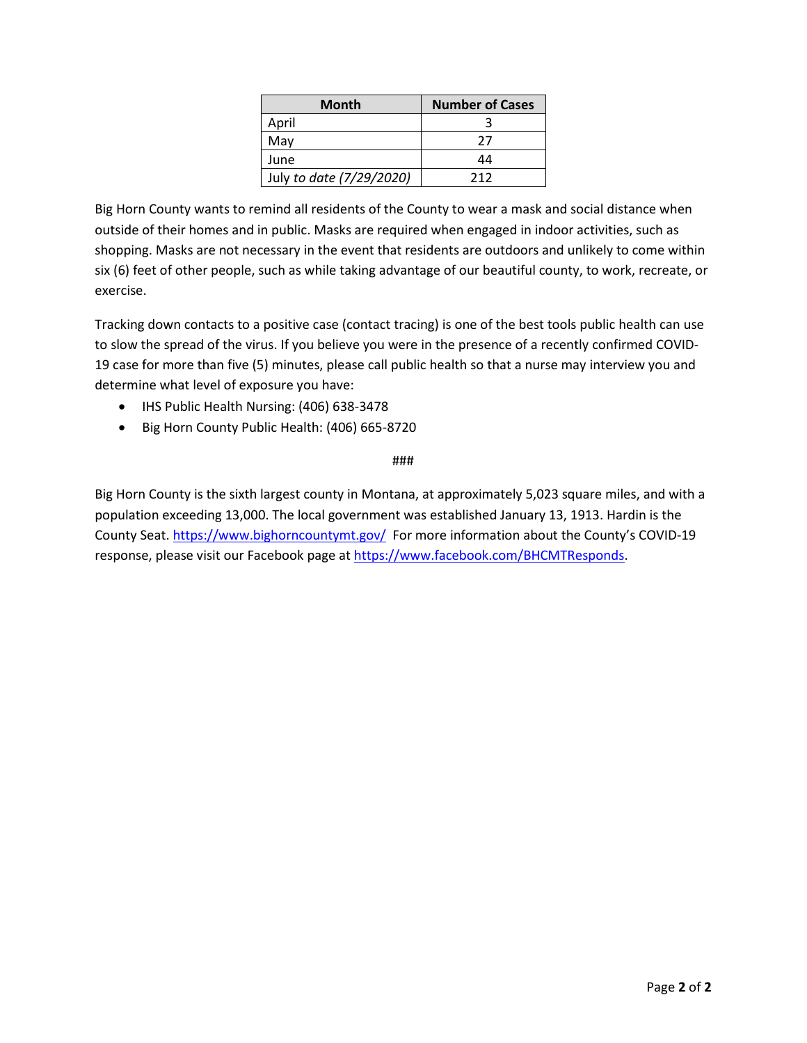| Month | Number of Cases |
|---|---|
| April | 3 |
| May | 27 |
| June | 44 |
| July *to date (7/29/2020)* | 212 |

Big Horn County wants to remind all residents of the County to wear a mask and social distance when outside of their homes and in public. Masks are required when engaged in indoor activities, such as shopping. Masks are not necessary in the event that residents are outdoors and unlikely to come within six (6) feet of other people, such as while taking advantage of our beautiful county, to work, recreate, or exercise.

Tracking down contacts to a positive case (contact tracing) is one of the best tools public health can use to slow the spread of the virus. If you believe you were in the presence of a recently confirmed COVID-19 case for more than five (5) minutes, please call public health so that a nurse may interview you and determine what level of exposure you have:

- IHS Public Health Nursing: (406) 638-3478
- Big Horn County Public Health: (406) 665-8720

###

Big Horn County is the sixth largest county in Montana, at approximately 5,023 square miles, and with a population exceeding 13,000. The local government was established January 13, 1913. Hardin is the County Seat. https://www.bighorncountymt.gov/ For more information about the County's COVID-19 response, please visit our Facebook page at https://www.facebook.com/BHCMTResponds.